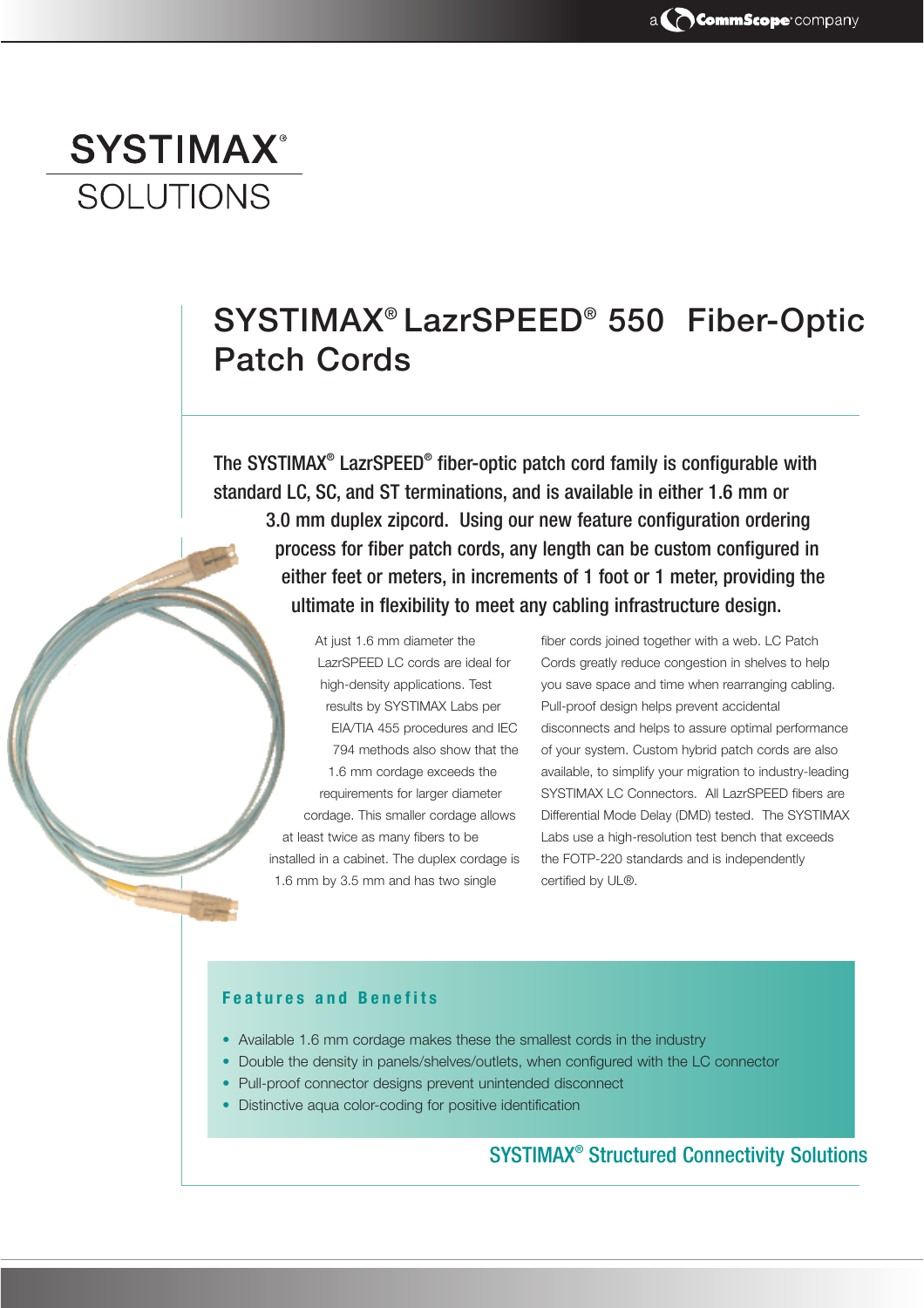a CommScope company

# SYSTIMAX® SOLUTIONS

## SYSTIMAX® LazrSPEED® 550 Fiber-Optic Patch Cords

**The SYSTIMAX® LazrSPEED® fiber-optic patch cord family is configurable with standard LC, SC, and ST terminations, and is available in either 1.6 mm or 3.0 mm duplex zipcord. Using our new feature configuration ordering process for fiber patch cords, any length can be custom configured in either feet or meters, in increments of 1 foot or 1 meter, providing the ultimate in flexibility to meet any cabling infrastructure design.**

At just 1.6 mm diameter the LazrSPEED LC cords are ideal for high-density applications. Test results by SYSTIMAX Labs per EIA/TIA 455 procedures and IEC 794 methods also show that the 1.6 mm cordage exceeds the requirements for larger diameter cordage. This smaller cordage allows at least twice as many fibers to be installed in a cabinet. The duplex cordage is 1.6 mm by 3.5 mm and has two single fiber cords joined together with a web. LC Patch Cords greatly reduce congestion in shelves to help you save space and time when rearranging cabling. Pull-proof design helps prevent accidental disconnects and helps to assure optimal performance of your system. Custom hybrid patch cords are also available, to simplify your migration to industry-leading SYSTIMAX LC Connectors. All LazrSPEED fibers are Differential Mode Delay (DMD) tested. The SYSTIMAX Labs use a high-resolution test bench that exceeds the FOTP-220 standards and is independently certified by UL®.

### Features and Benefits

- Available 1.6 mm cordage makes these the smallest cords in the industry
- Double the density in panels/shelves/outlets, when configured with the LC connector
- Pull-proof connector designs prevent unintended disconnect
- Distinctive aqua color-coding for positive identification

**SYSTIMAX® Structured Connectivity Solutions**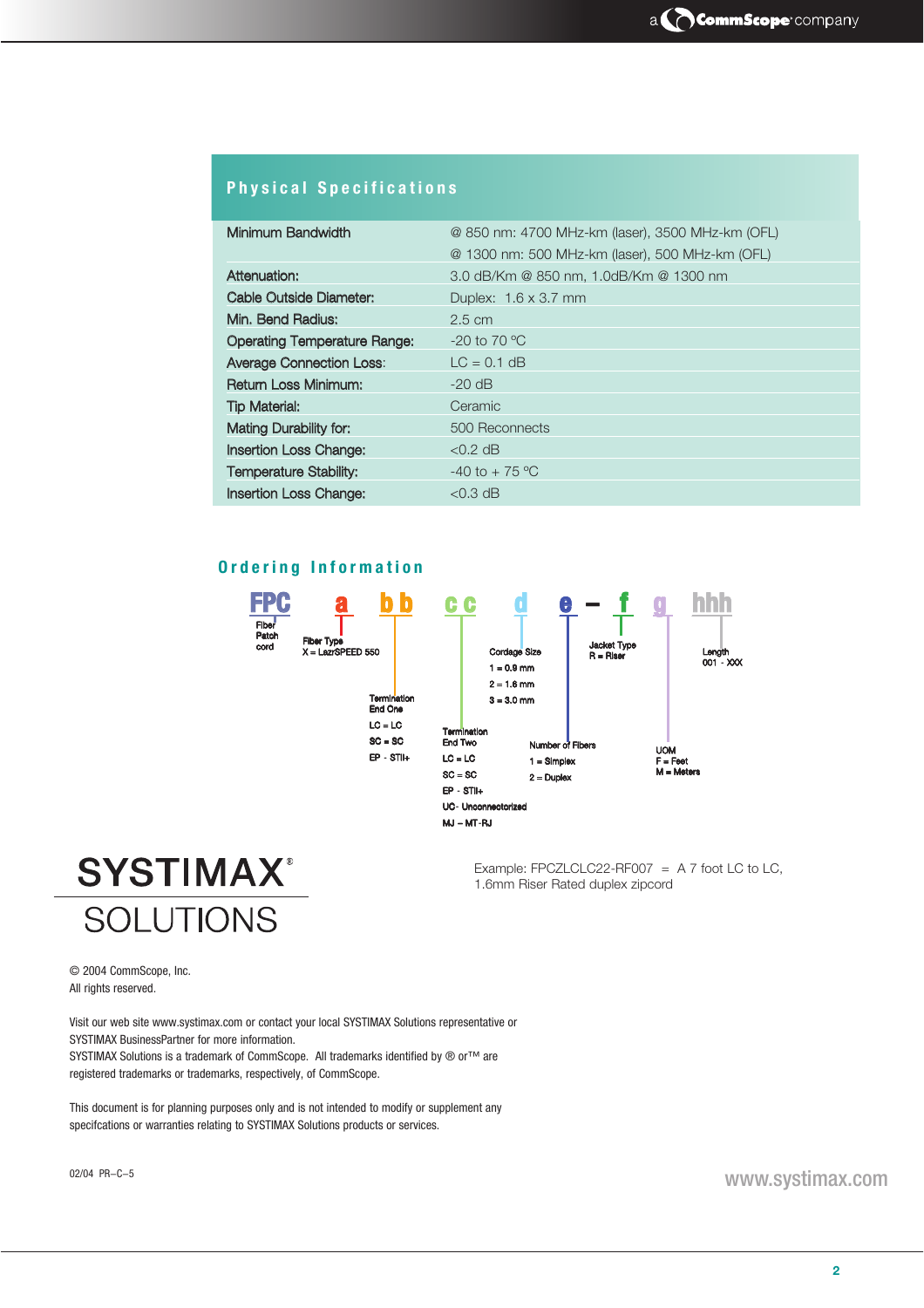## Physical Specifications

| | |
|---|---|
| Minimum Bandwidth | @ 850 nm: 4700 MHz-km (laser), 3500 MHz-km (OFL) |
| | @ 1300 nm: 500 MHz-km (laser), 500 MHz-km (OFL) |
| Attenuation: | 3.0 dB/Km @ 850 nm, 1.0dB/Km @ 1300 nm |
| Cable Outside Diameter: | Duplex: 1.6 x 3.7 mm |
| Min. Bend Radius: | 2.5 cm |
| Operating Temperature Range: | -20 to 70 °C |
| Average Connection Loss: | LC = 0.1 dB |
| Return Loss Minimum: | -20 dB |
| Tip Material: | Ceramic |
| Mating Durability for: | 500 Reconnects |
| Insertion Loss Change: | <0.2 dB |
| Temperature Stability: | -40 to + 75 °C |
| Insertion Loss Change: | <0.3 dB |

## Ordering Information

FPC a bb cc d e – f g hhh

- **FPC** – Fiber Patch cord
- **a** – Fiber Type: X = LazrSPEED 550
- **bb** – Termination End One: LC = LC, SC = SC, EP - STII+
- **cc** – Termination End Two: LC = LC, SC = SC, EP - STII+, UC- Unconnectorized, MJ – MT-RJ
- **d** – Cordage Size: 1 = 0.9 mm, 2 = 1.6 mm, 3 = 3.0 mm
- **e** – Number of Fibers: 1 = Simplex, 2 = Duplex
- **f** – Jacket Type: R = Riser
- **g** – UOM: F = Feet, M = Meters
- **hhh** – Length: 001 - XXX

Example: FPCZLCLC22-RF007 = A 7 foot LC to LC, 1.6mm Riser Rated duplex zipcord

SYSTIMAX® SOLUTIONS

© 2004 CommScope, Inc.
All rights reserved.

Visit our web site www.systimax.com or contact your local SYSTIMAX Solutions representative or SYSTIMAX BusinessPartner for more information.
SYSTIMAX Solutions is a trademark of CommScope. All trademarks identified by ® or™ are registered trademarks or trademarks, respectively, of CommScope.

This document is for planning purposes only and is not intended to modify or supplement any specifcations or warranties relating to SYSTIMAX Solutions products or services.

02/04 PR–C–5

www.systimax.com